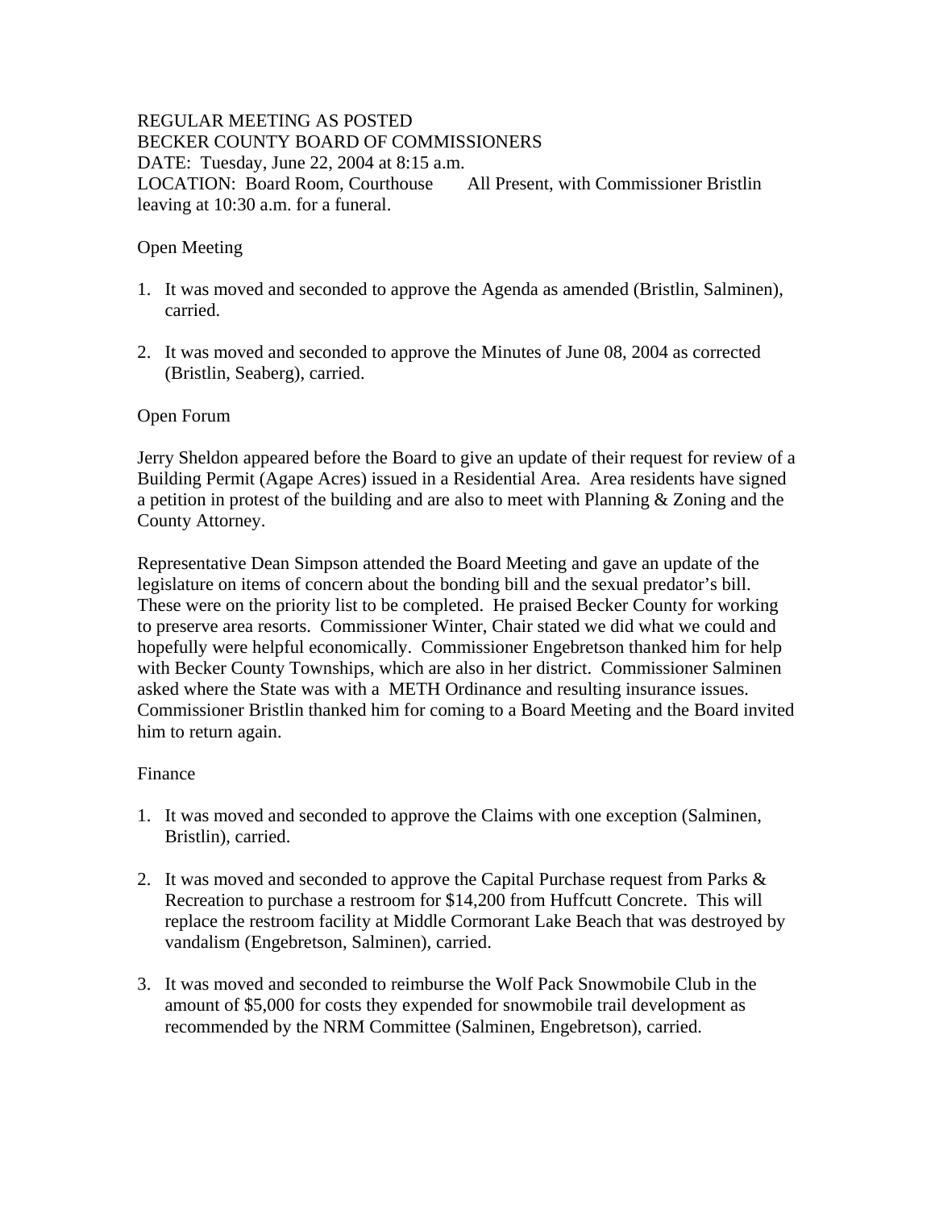REGULAR MEETING AS POSTED
BECKER COUNTY BOARD OF COMMISSIONERS
DATE: Tuesday, June 22, 2004 at 8:15 a.m.
LOCATION: Board Room, Courthouse All Present, with Commissioner Bristlin leaving at 10:30 a.m. for a funeral.

Open Meeting

1. It was moved and seconded to approve the Agenda as amended (Bristlin, Salminen), carried.

2. It was moved and seconded to approve the Minutes of June 08, 2004 as corrected (Bristlin, Seaberg), carried.

Open Forum

Jerry Sheldon appeared before the Board to give an update of their request for review of a Building Permit (Agape Acres) issued in a Residential Area. Area residents have signed a petition in protest of the building and are also to meet with Planning & Zoning and the County Attorney.

Representative Dean Simpson attended the Board Meeting and gave an update of the legislature on items of concern about the bonding bill and the sexual predator's bill. These were on the priority list to be completed. He praised Becker County for working to preserve area resorts. Commissioner Winter, Chair stated we did what we could and hopefully were helpful economically. Commissioner Engebretson thanked him for help with Becker County Townships, which are also in her district. Commissioner Salminen asked where the State was with a METH Ordinance and resulting insurance issues. Commissioner Bristlin thanked him for coming to a Board Meeting and the Board invited him to return again.

Finance

1. It was moved and seconded to approve the Claims with one exception (Salminen, Bristlin), carried.

2. It was moved and seconded to approve the Capital Purchase request from Parks & Recreation to purchase a restroom for $14,200 from Huffcutt Concrete. This will replace the restroom facility at Middle Cormorant Lake Beach that was destroyed by vandalism (Engebretson, Salminen), carried.

3. It was moved and seconded to reimburse the Wolf Pack Snowmobile Club in the amount of $5,000 for costs they expended for snowmobile trail development as recommended by the NRM Committee (Salminen, Engebretson), carried.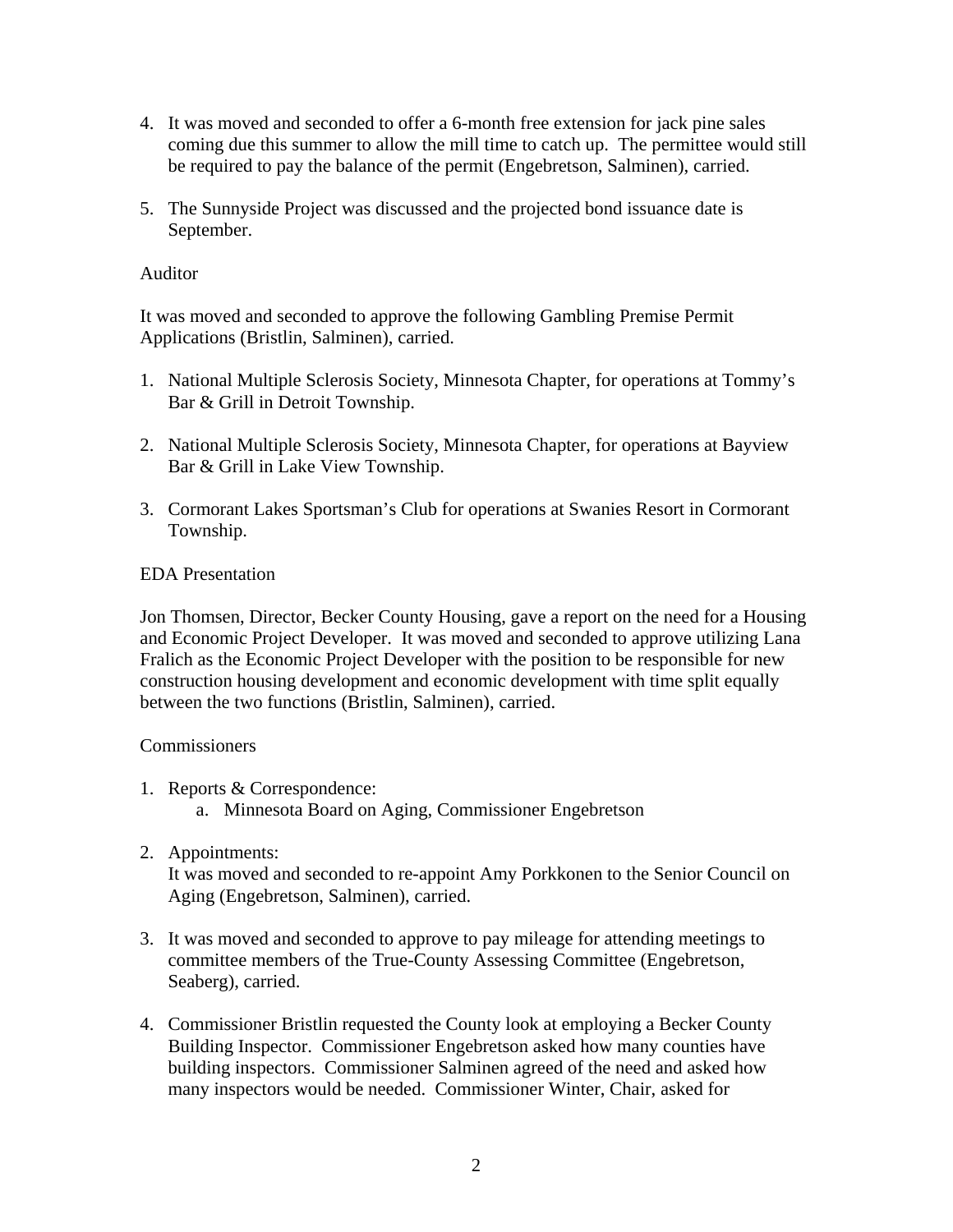4. It was moved and seconded to offer a 6-month free extension for jack pine sales coming due this summer to allow the mill time to catch up. The permittee would still be required to pay the balance of the permit (Engebretson, Salminen), carried.

5. The Sunnyside Project was discussed and the projected bond issuance date is September.

Auditor

It was moved and seconded to approve the following Gambling Premise Permit Applications (Bristlin, Salminen), carried.

1. National Multiple Sclerosis Society, Minnesota Chapter, for operations at Tommy's Bar & Grill in Detroit Township.

2. National Multiple Sclerosis Society, Minnesota Chapter, for operations at Bayview Bar & Grill in Lake View Township.

3. Cormorant Lakes Sportsman's Club for operations at Swanies Resort in Cormorant Township.

EDA Presentation

Jon Thomsen, Director, Becker County Housing, gave a report on the need for a Housing and Economic Project Developer. It was moved and seconded to approve utilizing Lana Fralich as the Economic Project Developer with the position to be responsible for new construction housing development and economic development with time split equally between the two functions (Bristlin, Salminen), carried.

Commissioners

1. Reports & Correspondence:
   a. Minnesota Board on Aging, Commissioner Engebretson

2. Appointments:
   It was moved and seconded to re-appoint Amy Porkkonen to the Senior Council on Aging (Engebretson, Salminen), carried.

3. It was moved and seconded to approve to pay mileage for attending meetings to committee members of the True-County Assessing Committee (Engebretson, Seaberg), carried.

4. Commissioner Bristlin requested the County look at employing a Becker County Building Inspector. Commissioner Engebretson asked how many counties have building inspectors. Commissioner Salminen agreed of the need and asked how many inspectors would be needed. Commissioner Winter, Chair, asked for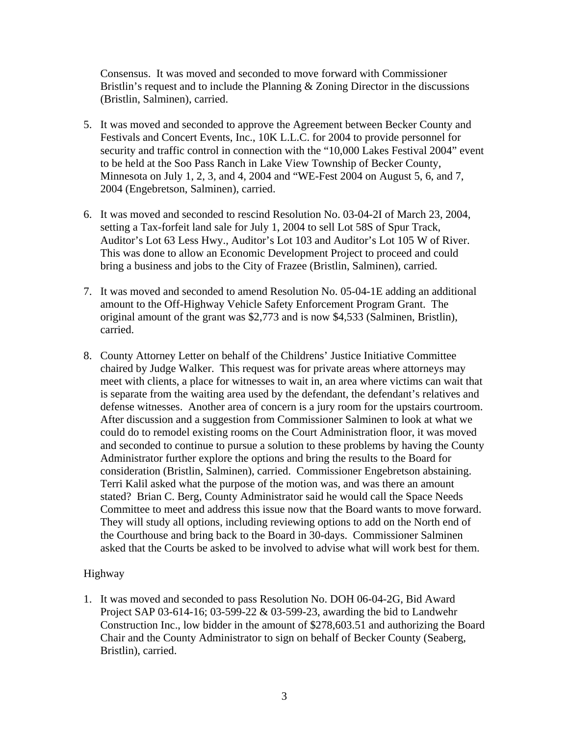Consensus. It was moved and seconded to move forward with Commissioner Bristlin's request and to include the Planning & Zoning Director in the discussions (Bristlin, Salminen), carried.

5. It was moved and seconded to approve the Agreement between Becker County and Festivals and Concert Events, Inc., 10K L.L.C. for 2004 to provide personnel for security and traffic control in connection with the "10,000 Lakes Festival 2004" event to be held at the Soo Pass Ranch in Lake View Township of Becker County, Minnesota on July 1, 2, 3, and 4, 2004 and "WE-Fest 2004 on August 5, 6, and 7, 2004 (Engebretson, Salminen), carried.

6. It was moved and seconded to rescind Resolution No. 03-04-2I of March 23, 2004, setting a Tax-forfeit land sale for July 1, 2004 to sell Lot 58S of Spur Track, Auditor's Lot 63 Less Hwy., Auditor's Lot 103 and Auditor's Lot 105 W of River. This was done to allow an Economic Development Project to proceed and could bring a business and jobs to the City of Frazee (Bristlin, Salminen), carried.

7. It was moved and seconded to amend Resolution No. 05-04-1E adding an additional amount to the Off-Highway Vehicle Safety Enforcement Program Grant. The original amount of the grant was $2,773 and is now $4,533 (Salminen, Bristlin), carried.

8. County Attorney Letter on behalf of the Childrens' Justice Initiative Committee chaired by Judge Walker. This request was for private areas where attorneys may meet with clients, a place for witnesses to wait in, an area where victims can wait that is separate from the waiting area used by the defendant, the defendant's relatives and defense witnesses. Another area of concern is a jury room for the upstairs courtroom. After discussion and a suggestion from Commissioner Salminen to look at what we could do to remodel existing rooms on the Court Administration floor, it was moved and seconded to continue to pursue a solution to these problems by having the County Administrator further explore the options and bring the results to the Board for consideration (Bristlin, Salminen), carried. Commissioner Engebretson abstaining. Terri Kalil asked what the purpose of the motion was, and was there an amount stated? Brian C. Berg, County Administrator said he would call the Space Needs Committee to meet and address this issue now that the Board wants to move forward. They will study all options, including reviewing options to add on the North end of the Courthouse and bring back to the Board in 30-days. Commissioner Salminen asked that the Courts be asked to be involved to advise what will work best for them.

Highway

1. It was moved and seconded to pass Resolution No. DOH 06-04-2G, Bid Award Project SAP 03-614-16; 03-599-22 & 03-599-23, awarding the bid to Landwehr Construction Inc., low bidder in the amount of $278,603.51 and authorizing the Board Chair and the County Administrator to sign on behalf of Becker County (Seaberg, Bristlin), carried.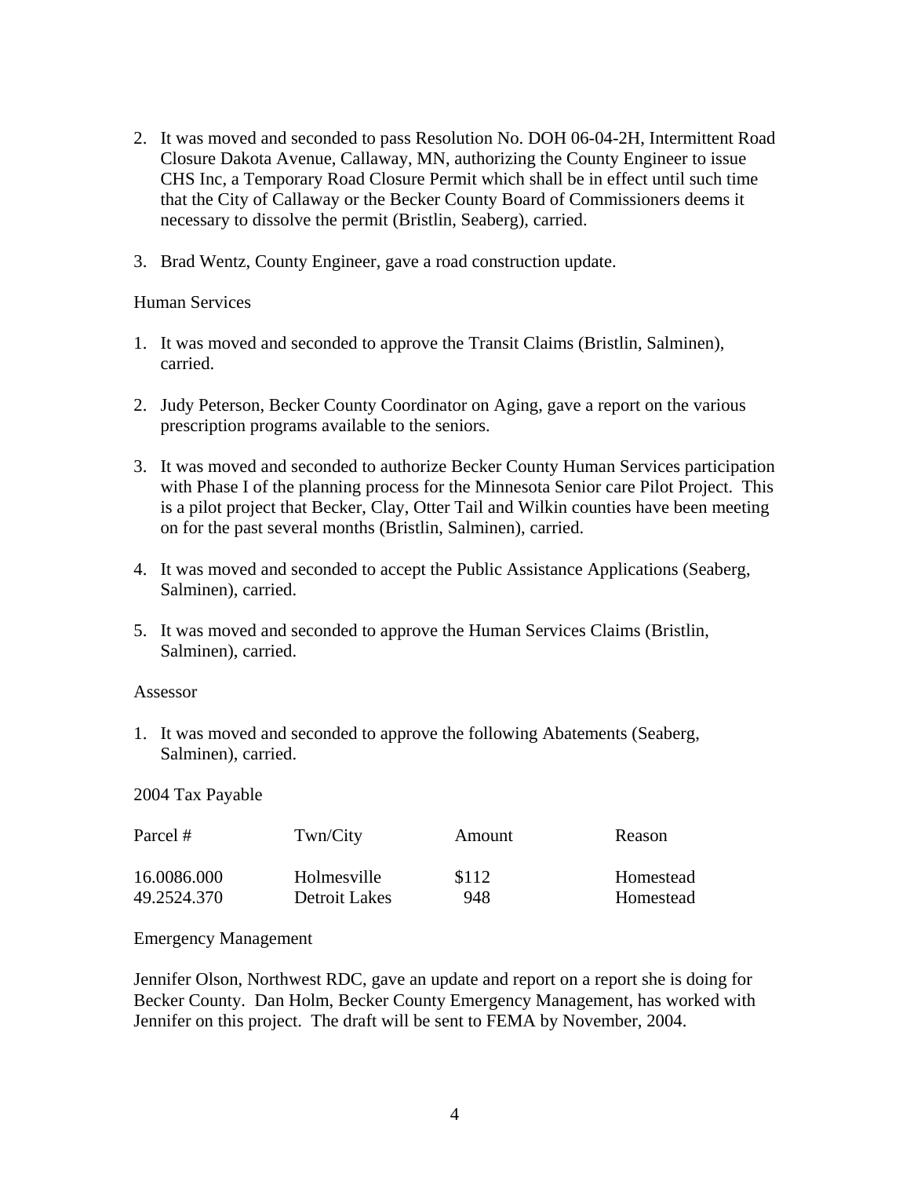2. It was moved and seconded to pass Resolution No. DOH 06-04-2H, Intermittent Road Closure Dakota Avenue, Callaway, MN, authorizing the County Engineer to issue CHS Inc, a Temporary Road Closure Permit which shall be in effect until such time that the City of Callaway or the Becker County Board of Commissioners deems it necessary to dissolve the permit (Bristlin, Seaberg), carried.

3. Brad Wentz, County Engineer, gave a road construction update.

Human Services

1. It was moved and seconded to approve the Transit Claims (Bristlin, Salminen), carried.

2. Judy Peterson, Becker County Coordinator on Aging, gave a report on the various prescription programs available to the seniors.

3. It was moved and seconded to authorize Becker County Human Services participation with Phase I of the planning process for the Minnesota Senior care Pilot Project. This is a pilot project that Becker, Clay, Otter Tail and Wilkin counties have been meeting on for the past several months (Bristlin, Salminen), carried.

4. It was moved and seconded to accept the Public Assistance Applications (Seaberg, Salminen), carried.

5. It was moved and seconded to approve the Human Services Claims (Bristlin, Salminen), carried.

Assessor

1. It was moved and seconded to approve the following Abatements (Seaberg, Salminen), carried.

2004 Tax Payable

| Parcel # | Twn/City | Amount | Reason |
|---|---|---|---|
| 16.0086.000 | Holmesville | $112 | Homestead |
| 49.2524.370 | Detroit Lakes | 948 | Homestead |

Emergency Management

Jennifer Olson, Northwest RDC, gave an update and report on a report she is doing for Becker County. Dan Holm, Becker County Emergency Management, has worked with Jennifer on this project. The draft will be sent to FEMA by November, 2004.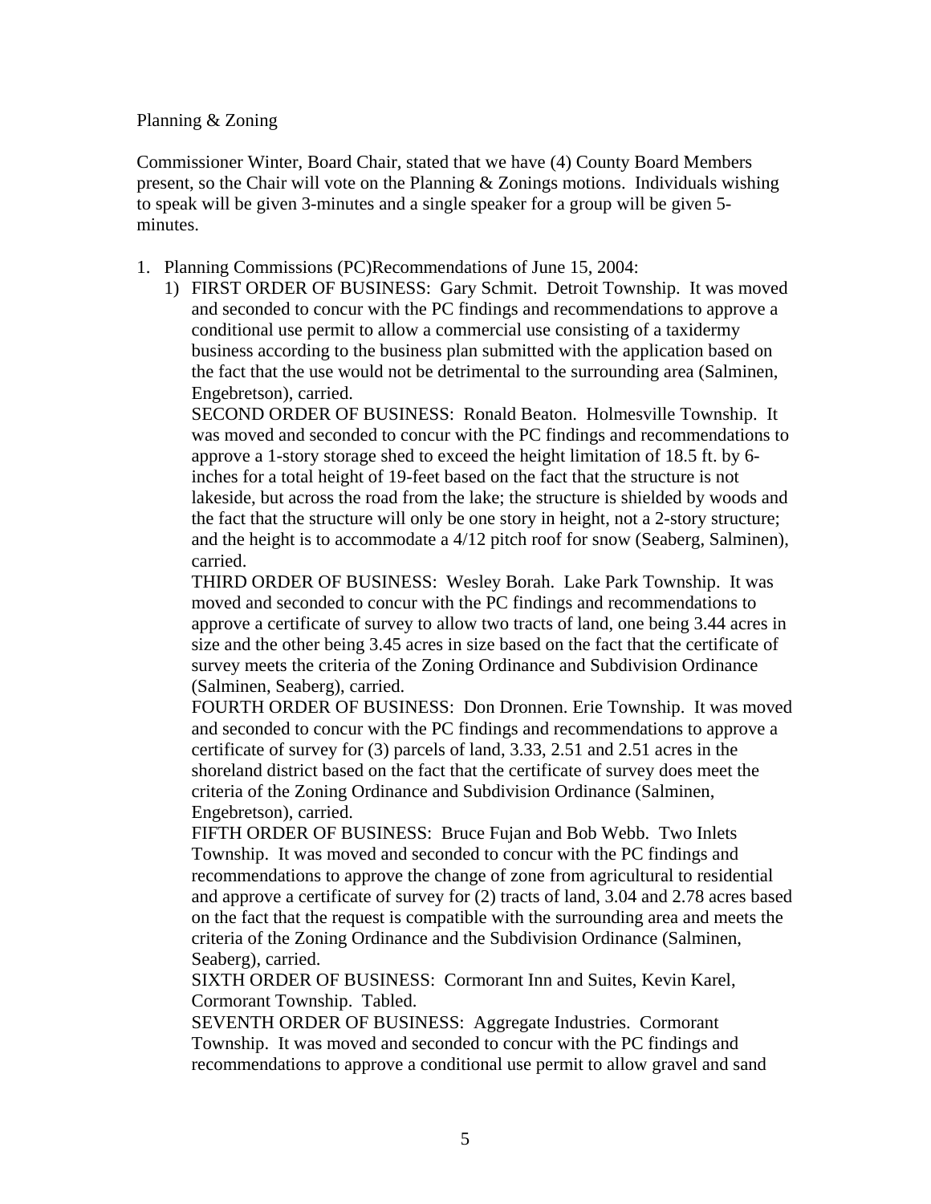Planning & Zoning

Commissioner Winter, Board Chair, stated that we have (4) County Board Members present, so the Chair will vote on the Planning & Zonings motions. Individuals wishing to speak will be given 3-minutes and a single speaker for a group will be given 5-minutes.

1. Planning Commissions (PC)Recommendations of June 15, 2004:
   1) FIRST ORDER OF BUSINESS: Gary Schmit. Detroit Township. It was moved and seconded to concur with the PC findings and recommendations to approve a conditional use permit to allow a commercial use consisting of a taxidermy business according to the business plan submitted with the application based on the fact that the use would not be detrimental to the surrounding area (Salminen, Engebretson), carried.

      SECOND ORDER OF BUSINESS: Ronald Beaton. Holmesville Township. It was moved and seconded to concur with the PC findings and recommendations to approve a 1-story storage shed to exceed the height limitation of 18.5 ft. by 6-inches for a total height of 19-feet based on the fact that the structure is not lakeside, but across the road from the lake; the structure is shielded by woods and the fact that the structure will only be one story in height, not a 2-story structure; and the height is to accommodate a 4/12 pitch roof for snow (Seaberg, Salminen), carried.

      THIRD ORDER OF BUSINESS: Wesley Borah. Lake Park Township. It was moved and seconded to concur with the PC findings and recommendations to approve a certificate of survey to allow two tracts of land, one being 3.44 acres in size and the other being 3.45 acres in size based on the fact that the certificate of survey meets the criteria of the Zoning Ordinance and Subdivision Ordinance (Salminen, Seaberg), carried.

      FOURTH ORDER OF BUSINESS: Don Dronnen. Erie Township. It was moved and seconded to concur with the PC findings and recommendations to approve a certificate of survey for (3) parcels of land, 3.33, 2.51 and 2.51 acres in the shoreland district based on the fact that the certificate of survey does meet the criteria of the Zoning Ordinance and Subdivision Ordinance (Salminen, Engebretson), carried.

      FIFTH ORDER OF BUSINESS: Bruce Fujan and Bob Webb. Two Inlets Township. It was moved and seconded to concur with the PC findings and recommendations to approve the change of zone from agricultural to residential and approve a certificate of survey for (2) tracts of land, 3.04 and 2.78 acres based on the fact that the request is compatible with the surrounding area and meets the criteria of the Zoning Ordinance and the Subdivision Ordinance (Salminen, Seaberg), carried.

      SIXTH ORDER OF BUSINESS: Cormorant Inn and Suites, Kevin Karel, Cormorant Township. Tabled.

      SEVENTH ORDER OF BUSINESS: Aggregate Industries. Cormorant Township. It was moved and seconded to concur with the PC findings and recommendations to approve a conditional use permit to allow gravel and sand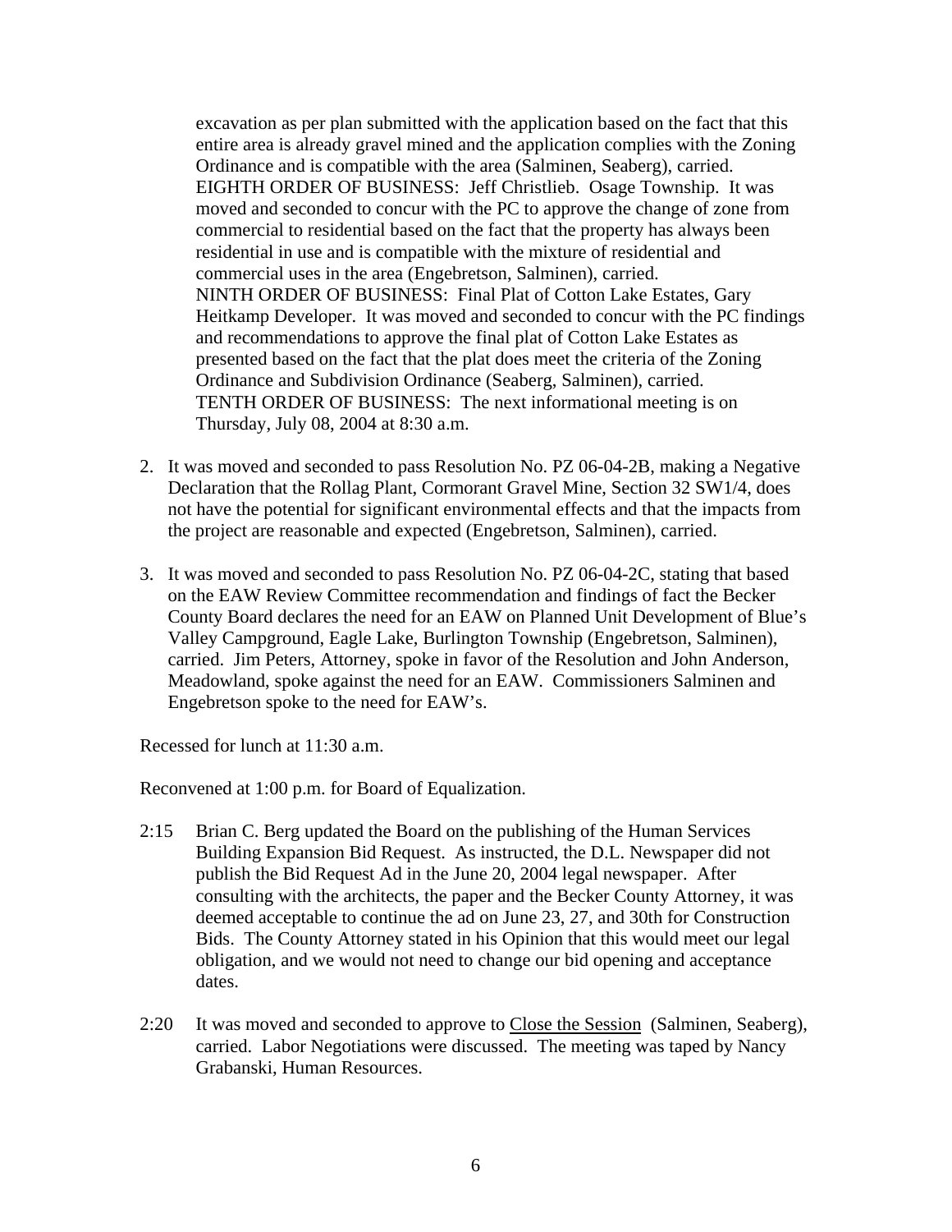excavation as per plan submitted with the application based on the fact that this entire area is already gravel mined and the application complies with the Zoning Ordinance and is compatible with the area (Salminen, Seaberg), carried.
EIGHTH ORDER OF BUSINESS: Jeff Christlieb. Osage Township. It was moved and seconded to concur with the PC to approve the change of zone from commercial to residential based on the fact that the property has always been residential in use and is compatible with the mixture of residential and commercial uses in the area (Engebretson, Salminen), carried.
NINTH ORDER OF BUSINESS: Final Plat of Cotton Lake Estates, Gary Heitkamp Developer. It was moved and seconded to concur with the PC findings and recommendations to approve the final plat of Cotton Lake Estates as presented based on the fact that the plat does meet the criteria of the Zoning Ordinance and Subdivision Ordinance (Seaberg, Salminen), carried.
TENTH ORDER OF BUSINESS: The next informational meeting is on Thursday, July 08, 2004 at 8:30 a.m.

2. It was moved and seconded to pass Resolution No. PZ 06-04-2B, making a Negative Declaration that the Rollag Plant, Cormorant Gravel Mine, Section 32 SW1/4, does not have the potential for significant environmental effects and that the impacts from the project are reasonable and expected (Engebretson, Salminen), carried.

3. It was moved and seconded to pass Resolution No. PZ 06-04-2C, stating that based on the EAW Review Committee recommendation and findings of fact the Becker County Board declares the need for an EAW on Planned Unit Development of Blue's Valley Campground, Eagle Lake, Burlington Township (Engebretson, Salminen), carried. Jim Peters, Attorney, spoke in favor of the Resolution and John Anderson, Meadowland, spoke against the need for an EAW. Commissioners Salminen and Engebretson spoke to the need for EAW's.

Recessed for lunch at 11:30 a.m.

Reconvened at 1:00 p.m. for Board of Equalization.

2:15 Brian C. Berg updated the Board on the publishing of the Human Services Building Expansion Bid Request. As instructed, the D.L. Newspaper did not publish the Bid Request Ad in the June 20, 2004 legal newspaper. After consulting with the architects, the paper and the Becker County Attorney, it was deemed acceptable to continue the ad on June 23, 27, and 30th for Construction Bids. The County Attorney stated in his Opinion that this would meet our legal obligation, and we would not need to change our bid opening and acceptance dates.

2:20 It was moved and seconded to approve to Close the Session (Salminen, Seaberg), carried. Labor Negotiations were discussed. The meeting was taped by Nancy Grabanski, Human Resources.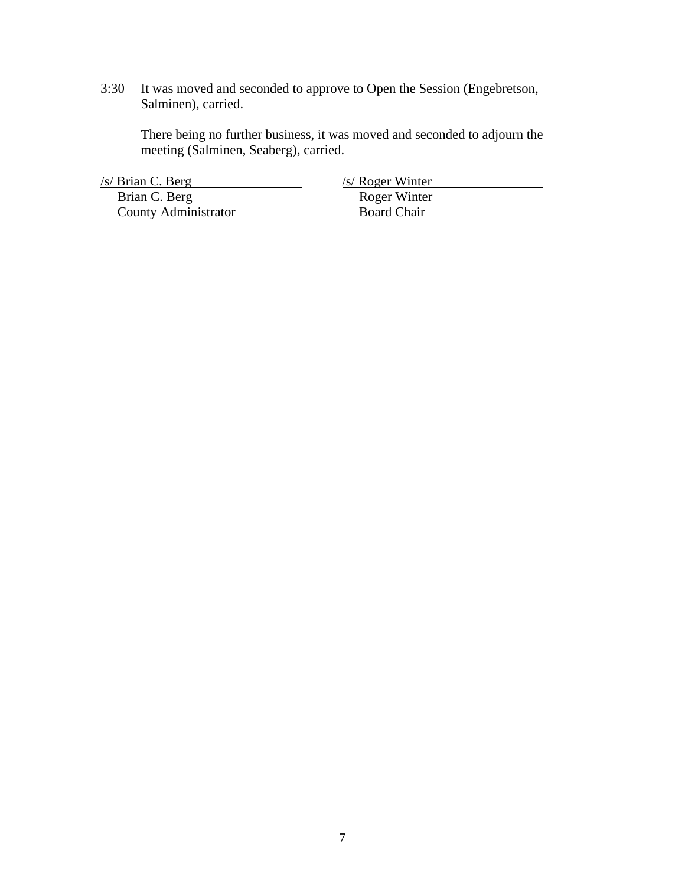3:30 It was moved and seconded to approve to Open the Session (Engebretson, Salminen), carried.

There being no further business, it was moved and seconded to adjourn the meeting (Salminen, Seaberg), carried.

| | |
|---|---|
| /s/ Brian C. Berg | /s/ Roger Winter |
| Brian C. Berg | Roger Winter |
| County Administrator | Board Chair |